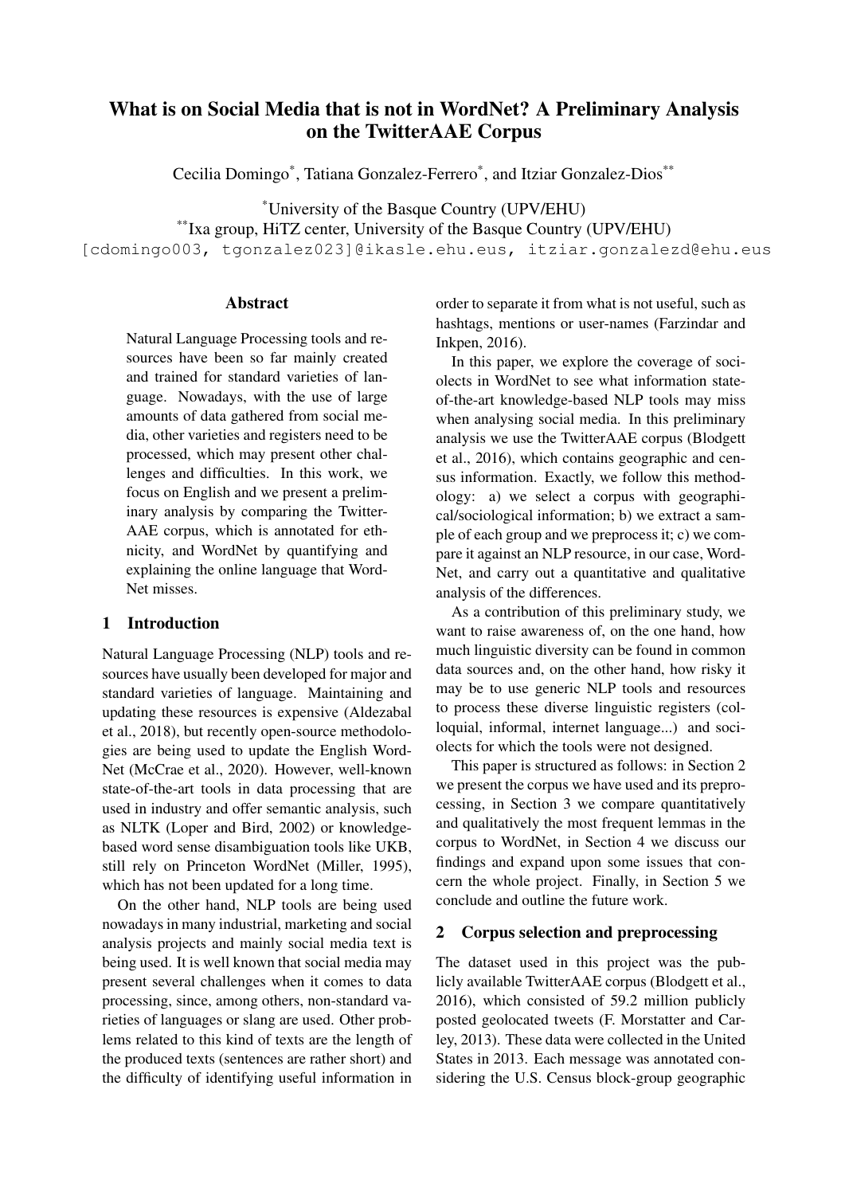# What is on Social Media that is not in WordNet? A Preliminary Analysis on the TwitterAAE Corpus

Cecilia Domingo[*], Tatiana Gonzalez-Ferrero[*], and Itziar Gonzalez-Dios[**]

[*]University of the Basque Country (UPV/EHU)
[**]Ixa group, HiTZ center, University of the Basque Country (UPV/EHU)
[cdomingo003, tgonzalez023]@ikasle.ehu.eus, itziar.gonzalezd@ehu.eus

## Abstract

Natural Language Processing tools and resources have been so far mainly created and trained for standard varieties of language. Nowadays, with the use of large amounts of data gathered from social media, other varieties and registers need to be processed, which may present other challenges and difficulties. In this work, we focus on English and we present a preliminary analysis by comparing the TwitterAAE corpus, which is annotated for ethnicity, and WordNet by quantifying and explaining the online language that WordNet misses.

## 1 Introduction

Natural Language Processing (NLP) tools and resources have usually been developed for major and standard varieties of language. Maintaining and updating these resources is expensive (Aldezabal et al., 2018), but recently open-source methodologies are being used to update the English WordNet (McCrae et al., 2020). However, well-known state-of-the-art tools in data processing that are used in industry and offer semantic analysis, such as NLTK (Loper and Bird, 2002) or knowledge-based word sense disambiguation tools like UKB, still rely on Princeton WordNet (Miller, 1995), which has not been updated for a long time.

On the other hand, NLP tools are being used nowadays in many industrial, marketing and social analysis projects and mainly social media text is being used. It is well known that social media may present several challenges when it comes to data processing, since, among others, non-standard varieties of languages or slang are used. Other problems related to this kind of texts are the length of the produced texts (sentences are rather short) and the difficulty of identifying useful information in order to separate it from what is not useful, such as hashtags, mentions or user-names (Farzindar and Inkpen, 2016).

In this paper, we explore the coverage of sociolects in WordNet to see what information state-of-the-art knowledge-based NLP tools may miss when analysing social media. In this preliminary analysis we use the TwitterAAE corpus (Blodgett et al., 2016), which contains geographic and census information. Exactly, we follow this methodology: a) we select a corpus with geographical/sociological information; b) we extract a sample of each group and we preprocess it; c) we compare it against an NLP resource, in our case, WordNet, and carry out a quantitative and qualitative analysis of the differences.

As a contribution of this preliminary study, we want to raise awareness of, on the one hand, how much linguistic diversity can be found in common data sources and, on the other hand, how risky it may be to use generic NLP tools and resources to process these diverse linguistic registers (colloquial, informal, internet language...) and sociolects for which the tools were not designed.

This paper is structured as follows: in Section 2 we present the corpus we have used and its preprocessing, in Section 3 we compare quantitatively and qualitatively the most frequent lemmas in the corpus to WordNet, in Section 4 we discuss our findings and expand upon some issues that concern the whole project. Finally, in Section 5 we conclude and outline the future work.

## 2 Corpus selection and preprocessing

The dataset used in this project was the publicly available TwitterAAE corpus (Blodgett et al., 2016), which consisted of 59.2 million publicly posted geolocated tweets (F. Morstatter and Carley, 2013). These data were collected in the United States in 2013. Each message was annotated considering the U.S. Census block-group geographic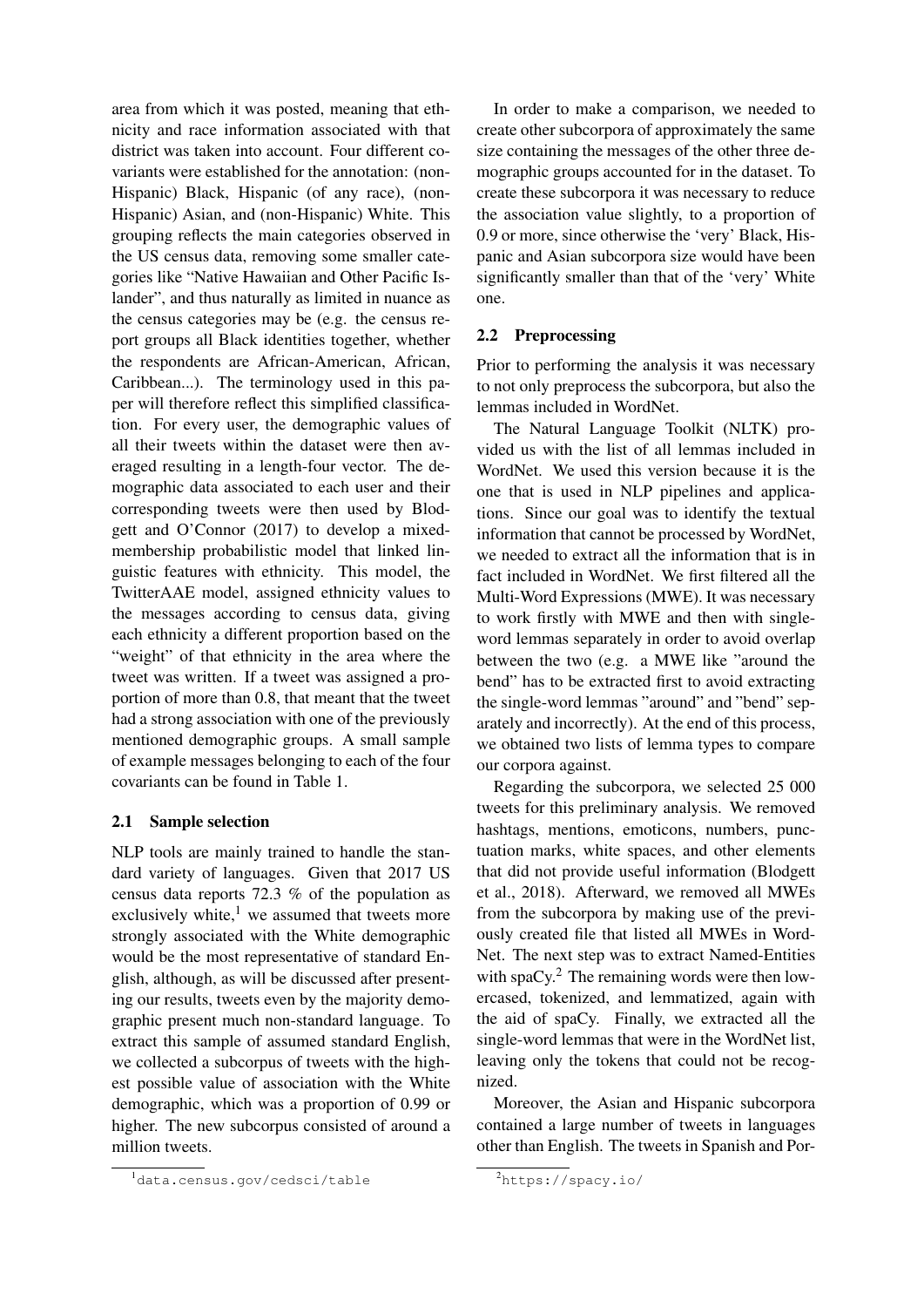area from which it was posted, meaning that ethnicity and race information associated with that district was taken into account. Four different covariants were established for the annotation: (non-Hispanic) Black, Hispanic (of any race), (non-Hispanic) Asian, and (non-Hispanic) White. This grouping reflects the main categories observed in the US census data, removing some smaller categories like "Native Hawaiian and Other Pacific Islander", and thus naturally as limited in nuance as the census categories may be (e.g. the census report groups all Black identities together, whether the respondents are African-American, African, Caribbean...). The terminology used in this paper will therefore reflect this simplified classification. For every user, the demographic values of all their tweets within the dataset were then averaged resulting in a length-four vector. The demographic data associated to each user and their corresponding tweets were then used by Blodgett and O'Connor (2017) to develop a mixed-membership probabilistic model that linked linguistic features with ethnicity. This model, the TwitterAAE model, assigned ethnicity values to the messages according to census data, giving each ethnicity a different proportion based on the "weight" of that ethnicity in the area where the tweet was written. If a tweet was assigned a proportion of more than 0.8, that meant that the tweet had a strong association with one of the previously mentioned demographic groups. A small sample of example messages belonging to each of the four covariants can be found in Table 1.

## 2.1 Sample selection

NLP tools are mainly trained to handle the standard variety of languages. Given that 2017 US census data reports 72.3 % of the population as exclusively white,[1] we assumed that tweets more strongly associated with the White demographic would be the most representative of standard English, although, as will be discussed after presenting our results, tweets even by the majority demographic present much non-standard language. To extract this sample of assumed standard English, we collected a subcorpus of tweets with the highest possible value of association with the White demographic, which was a proportion of 0.99 or higher. The new subcorpus consisted of around a million tweets.

In order to make a comparison, we needed to create other subcorpora of approximately the same size containing the messages of the other three demographic groups accounted for in the dataset. To create these subcorpora it was necessary to reduce the association value slightly, to a proportion of 0.9 or more, since otherwise the 'very' Black, Hispanic and Asian subcorpora size would have been significantly smaller than that of the 'very' White one.

## 2.2 Preprocessing

Prior to performing the analysis it was necessary to not only preprocess the subcorpora, but also the lemmas included in WordNet.

The Natural Language Toolkit (NLTK) provided us with the list of all lemmas included in WordNet. We used this version because it is the one that is used in NLP pipelines and applications. Since our goal was to identify the textual information that cannot be processed by WordNet, we needed to extract all the information that is in fact included in WordNet. We first filtered all the Multi-Word Expressions (MWE). It was necessary to work firstly with MWE and then with single-word lemmas separately in order to avoid overlap between the two (e.g. a MWE like "around the bend" has to be extracted first to avoid extracting the single-word lemmas "around" and "bend" separately and incorrectly). At the end of this process, we obtained two lists of lemma types to compare our corpora against.

Regarding the subcorpora, we selected 25 000 tweets for this preliminary analysis. We removed hashtags, mentions, emoticons, numbers, punctuation marks, white spaces, and other elements that did not provide useful information (Blodgett et al., 2018). Afterward, we removed all MWEs from the subcorpora by making use of the previously created file that listed all MWEs in WordNet. The next step was to extract Named-Entities with spaCy.[2] The remaining words were then lowercased, tokenized, and lemmatized, again with the aid of spaCy. Finally, we extracted all the single-word lemmas that were in the WordNet list, leaving only the tokens that could not be recognized.

Moreover, the Asian and Hispanic subcorpora contained a large number of tweets in languages other than English. The tweets in Spanish and Por-

[1] data.census.gov/cedsci/table

[2] https://spacy.io/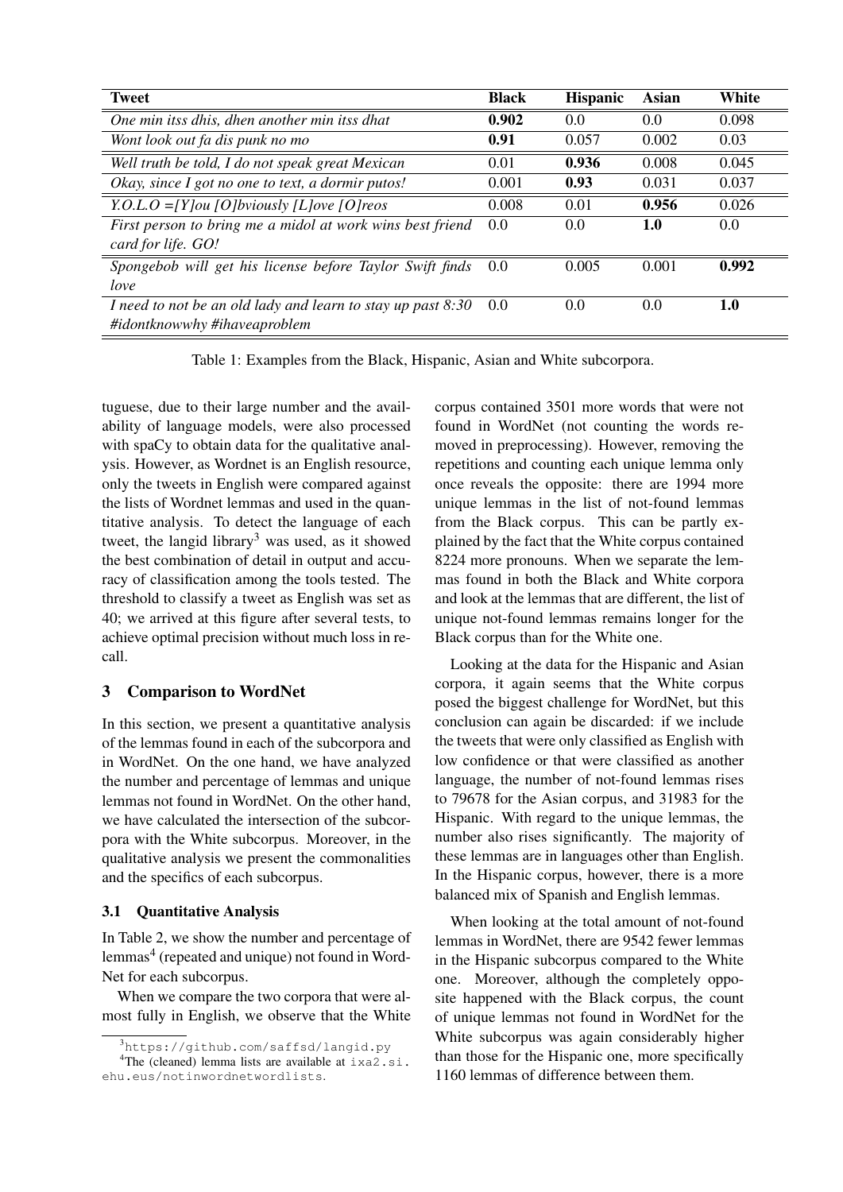| Tweet | Black | Hispanic | Asian | White |
|---|---|---|---|---|
| *One min itss dhis, dhen another min itss dhat* | **0.902** | 0.0 | 0.0 | 0.098 |
| *Wont look out fa dis punk no mo* | **0.91** | 0.057 | 0.002 | 0.03 |
| *Well truth be told, I do not speak great Mexican* | 0.01 | **0.936** | 0.008 | 0.045 |
| *Okay, since I got no one to text, a dormir putos!* | 0.001 | **0.93** | 0.031 | 0.037 |
| *Y.O.L.O =[Y]ou [O]bviously [L]ove [O]reos* | 0.008 | 0.01 | **0.956** | 0.026 |
| *First person to bring me a midol at work wins best friend card for life. GO!* | 0.0 | 0.0 | **1.0** | 0.0 |
| *Spongebob will get his license before Taylor Swift finds love* | 0.0 | 0.005 | 0.001 | **0.992** |
| *I need to not be an old lady and learn to stay up past 8:30 #idontknowwhy #ihaveaproblem* | 0.0 | 0.0 | 0.0 | **1.0** |

Table 1: Examples from the Black, Hispanic, Asian and White subcorpora.

tuguese, due to their large number and the availability of language models, were also processed with spaCy to obtain data for the qualitative analysis. However, as Wordnet is an English resource, only the tweets in English were compared against the lists of Wordnet lemmas and used in the quantitative analysis. To detect the language of each tweet, the langid library[3] was used, as it showed the best combination of detail in output and accuracy of classification among the tools tested. The threshold to classify a tweet as English was set as 40; we arrived at this figure after several tests, to achieve optimal precision without much loss in recall.

## 3 Comparison to WordNet

In this section, we present a quantitative analysis of the lemmas found in each of the subcorpora and in WordNet. On the one hand, we have analyzed the number and percentage of lemmas and unique lemmas not found in WordNet. On the other hand, we have calculated the intersection of the subcorpora with the White subcorpus. Moreover, in the qualitative analysis we present the commonalities and the specifics of each subcorpus.

### 3.1 Quantitative Analysis

In Table 2, we show the number and percentage of lemmas[4] (repeated and unique) not found in WordNet for each subcorpus.

When we compare the two corpora that were almost fully in English, we observe that the White corpus contained 3501 more words that were not found in WordNet (not counting the words removed in preprocessing). However, removing the repetitions and counting each unique lemma only once reveals the opposite: there are 1994 more unique lemmas in the list of not-found lemmas from the Black corpus. This can be partly explained by the fact that the White corpus contained 8224 more pronouns. When we separate the lemmas found in both the Black and White corpora and look at the lemmas that are different, the list of unique not-found lemmas remains longer for the Black corpus than for the White one.

Looking at the data for the Hispanic and Asian corpora, it again seems that the White corpus posed the biggest challenge for WordNet, but this conclusion can again be discarded: if we include the tweets that were only classified as English with low confidence or that were classified as another language, the number of not-found lemmas rises to 79678 for the Asian corpus, and 31983 for the Hispanic. With regard to the unique lemmas, the number also rises significantly. The majority of these lemmas are in languages other than English. In the Hispanic corpus, however, there is a more balanced mix of Spanish and English lemmas.

When looking at the total amount of not-found lemmas in WordNet, there are 9542 fewer lemmas in the Hispanic subcorpus compared to the White one. Moreover, although the completely opposite happened with the Black corpus, the count of unique lemmas not found in WordNet for the White subcorpus was again considerably higher than those for the Hispanic one, more specifically 1160 lemmas of difference between them.

[3] https://github.com/saffsd/langid.py

[4] The (cleaned) lemma lists are available at ixa2.si.ehu.eus/notinwordnetwordlists.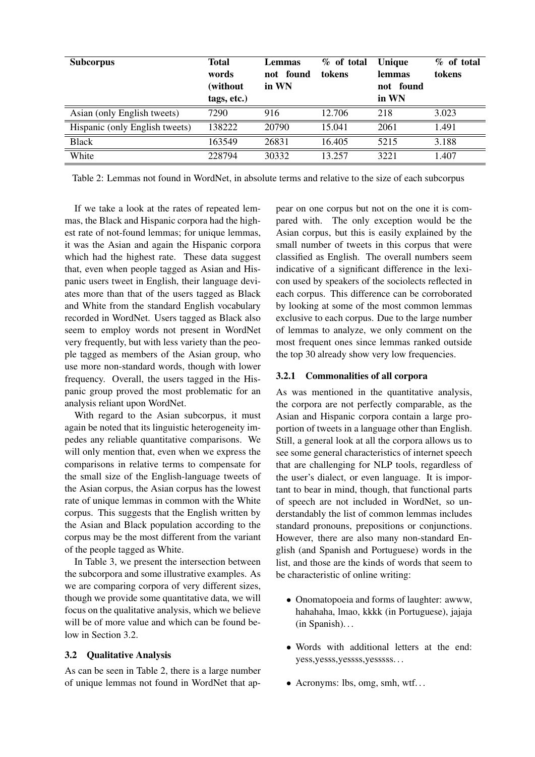| Subcorpus | Total words (without tags, etc.) | Lemmas not found in WN | % of total tokens | Unique lemmas not found in WN | % of total tokens |
|---|---|---|---|---|---|
| Asian (only English tweets) | 7290 | 916 | 12.706 | 218 | 3.023 |
| Hispanic (only English tweets) | 138222 | 20790 | 15.041 | 2061 | 1.491 |
| Black | 163549 | 26831 | 16.405 | 5215 | 3.188 |
| White | 228794 | 30332 | 13.257 | 3221 | 1.407 |

Table 2: Lemmas not found in WordNet, in absolute terms and relative to the size of each subcorpus

If we take a look at the rates of repeated lemmas, the Black and Hispanic corpora had the highest rate of not-found lemmas; for unique lemmas, it was the Asian and again the Hispanic corpora which had the highest rate. These data suggest that, even when people tagged as Asian and Hispanic users tweet in English, their language deviates more than that of the users tagged as Black and White from the standard English vocabulary recorded in WordNet. Users tagged as Black also seem to employ words not present in WordNet very frequently, but with less variety than the people tagged as members of the Asian group, who use more non-standard words, though with lower frequency. Overall, the users tagged in the Hispanic group proved the most problematic for an analysis reliant upon WordNet.

With regard to the Asian subcorpus, it must again be noted that its linguistic heterogeneity impedes any reliable quantitative comparisons. We will only mention that, even when we express the comparisons in relative terms to compensate for the small size of the English-language tweets of the Asian corpus, the Asian corpus has the lowest rate of unique lemmas in common with the White corpus. This suggests that the English written by the Asian and Black population according to the corpus may be the most different from the variant of the people tagged as White.

In Table 3, we present the intersection between the subcorpora and some illustrative examples. As we are comparing corpora of very different sizes, though we provide some quantitative data, we will focus on the qualitative analysis, which we believe will be of more value and which can be found below in Section 3.2.

### 3.2 Qualitative Analysis

As can be seen in Table 2, there is a large number of unique lemmas not found in WordNet that appear on one corpus but not on the one it is compared with. The only exception would be the Asian corpus, but this is easily explained by the small number of tweets in this corpus that were classified as English. The overall numbers seem indicative of a significant difference in the lexicon used by speakers of the sociolects reflected in each corpus. This difference can be corroborated by looking at some of the most common lemmas exclusive to each corpus. Due to the large number of lemmas to analyze, we only comment on the most frequent ones since lemmas ranked outside the top 30 already show very low frequencies.

#### 3.2.1 Commonalities of all corpora

As was mentioned in the quantitative analysis, the corpora are not perfectly comparable, as the Asian and Hispanic corpora contain a large proportion of tweets in a language other than English. Still, a general look at all the corpora allows us to see some general characteristics of internet speech that are challenging for NLP tools, regardless of the user's dialect, or even language. It is important to bear in mind, though, that functional parts of speech are not included in WordNet, so understandably the list of common lemmas includes standard pronouns, prepositions or conjunctions. However, there are also many non-standard English (and Spanish and Portuguese) words in the list, and those are the kinds of words that seem to be characteristic of online writing:

- Onomatopoeia and forms of laughter: awww, hahahaha, lmao, kkkk (in Portuguese), jajaja (in Spanish)...
- Words with additional letters at the end: yess,yesss,yessss,yesssss...
- Acronyms: lbs, omg, smh, wtf...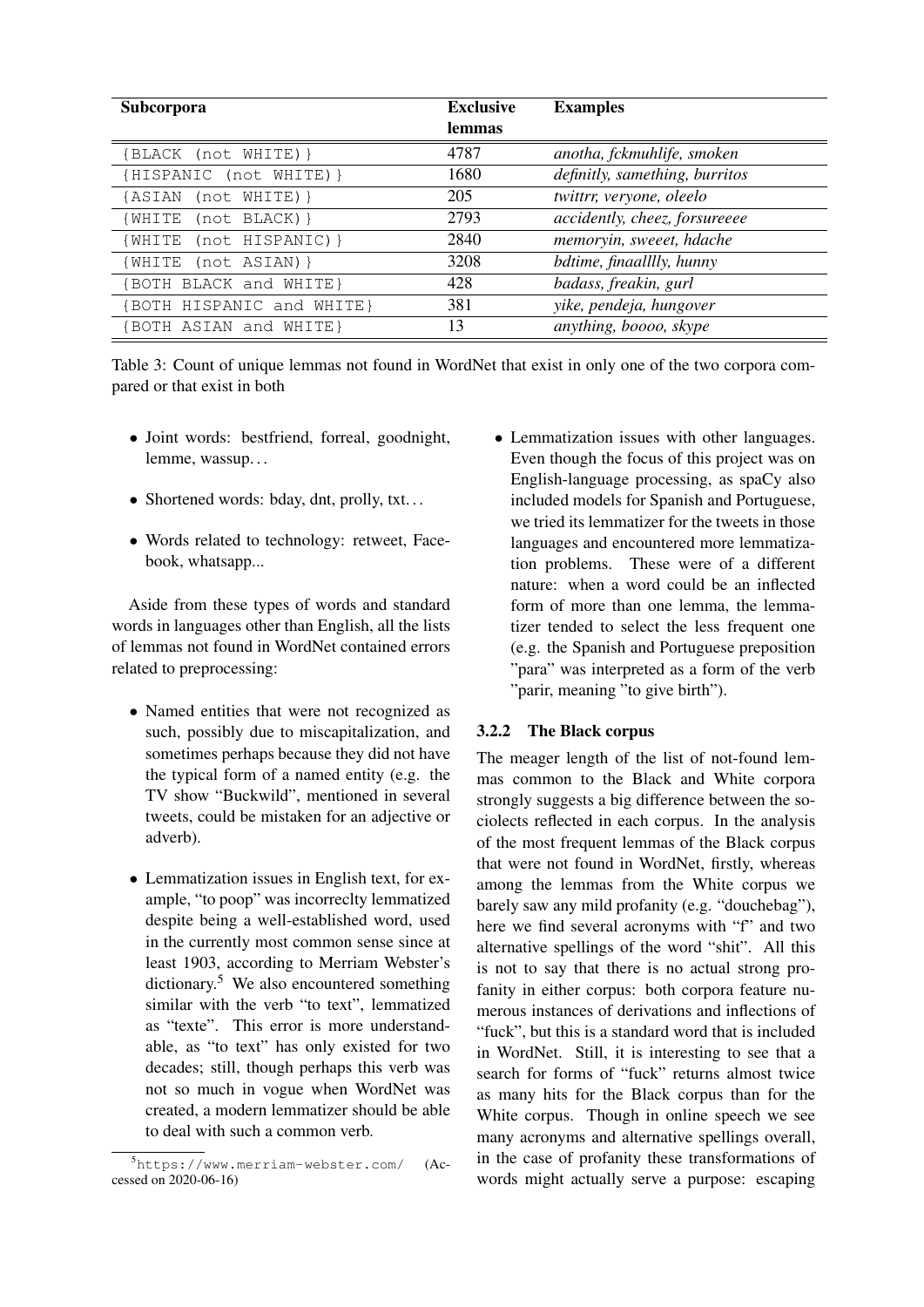| Subcorpora | Exclusive lemmas | Examples |
|---|---|---|
| {BLACK (not WHITE)} | 4787 | *anotha, fckmuhlife, smoken* |
| {HISPANIC (not WHITE)} | 1680 | *definitly, samething, burritos* |
| {ASIAN (not WHITE)} | 205 | *twittrr, veryone, oleelo* |
| {WHITE (not BLACK)} | 2793 | *accidently, cheez, forsureeee* |
| {WHITE (not HISPANIC)} | 2840 | *memoryin, sweeet, hdache* |
| {WHITE (not ASIAN)} | 3208 | *bdtime, finaalllly, hunny* |
| {BOTH BLACK and WHITE} | 428 | *badass, freakin, gurl* |
| {BOTH HISPANIC and WHITE} | 381 | *yike, pendeja, hungover* |
| {BOTH ASIAN and WHITE} | 13 | *anything, boooo, skype* |

Table 3: Count of unique lemmas not found in WordNet that exist in only one of the two corpora compared or that exist in both

- Joint words: bestfriend, forreal, goodnight, lemme, wassup. . .
- Shortened words: bday, dnt, prolly, txt. . .
- Words related to technology: retweet, Facebook, whatsapp...

Aside from these types of words and standard words in languages other than English, all the lists of lemmas not found in WordNet contained errors related to preprocessing:

- Named entities that were not recognized as such, possibly due to miscapitalization, and sometimes perhaps because they did not have the typical form of a named entity (e.g. the TV show "Buckwild", mentioned in several tweets, could be mistaken for an adjective or adverb).
- Lemmatization issues in English text, for example, "to poop" was incorreclty lemmatized despite being a well-established word, used in the currently most common sense since at least 1903, according to Merriam Webster's dictionary.[5] We also encountered something similar with the verb "to text", lemmatized as "texte". This error is more understandable, as "to text" has only existed for two decades; still, though perhaps this verb was not so much in vogue when WordNet was created, a modern lemmatizer should be able to deal with such a common verb.
- Lemmatization issues with other languages. Even though the focus of this project was on English-language processing, as spaCy also included models for Spanish and Portuguese, we tried its lemmatizer for the tweets in those languages and encountered more lemmatization problems. These were of a different nature: when a word could be an inflected form of more than one lemma, the lemmatizer tended to select the less frequent one (e.g. the Spanish and Portuguese preposition "para" was interpreted as a form of the verb "parir, meaning "to give birth").

### 3.2.2 The Black corpus

The meager length of the list of not-found lemmas common to the Black and White corpora strongly suggests a big difference between the sociolects reflected in each corpus. In the analysis of the most frequent lemmas of the Black corpus that were not found in WordNet, firstly, whereas among the lemmas from the White corpus we barely saw any mild profanity (e.g. "douchebag"), here we find several acronyms with "f" and two alternative spellings of the word "shit". All this is not to say that there is no actual strong profanity in either corpus: both corpora feature numerous instances of derivations and inflections of "fuck", but this is a standard word that is included in WordNet. Still, it is interesting to see that a search for forms of "fuck" returns almost twice as many hits for the Black corpus than for the White corpus. Though in online speech we see many acronyms and alternative spellings overall, in the case of profanity these transformations of words might actually serve a purpose: escaping

[5] https://www.merriam-webster.com/ (Accessed on 2020-06-16)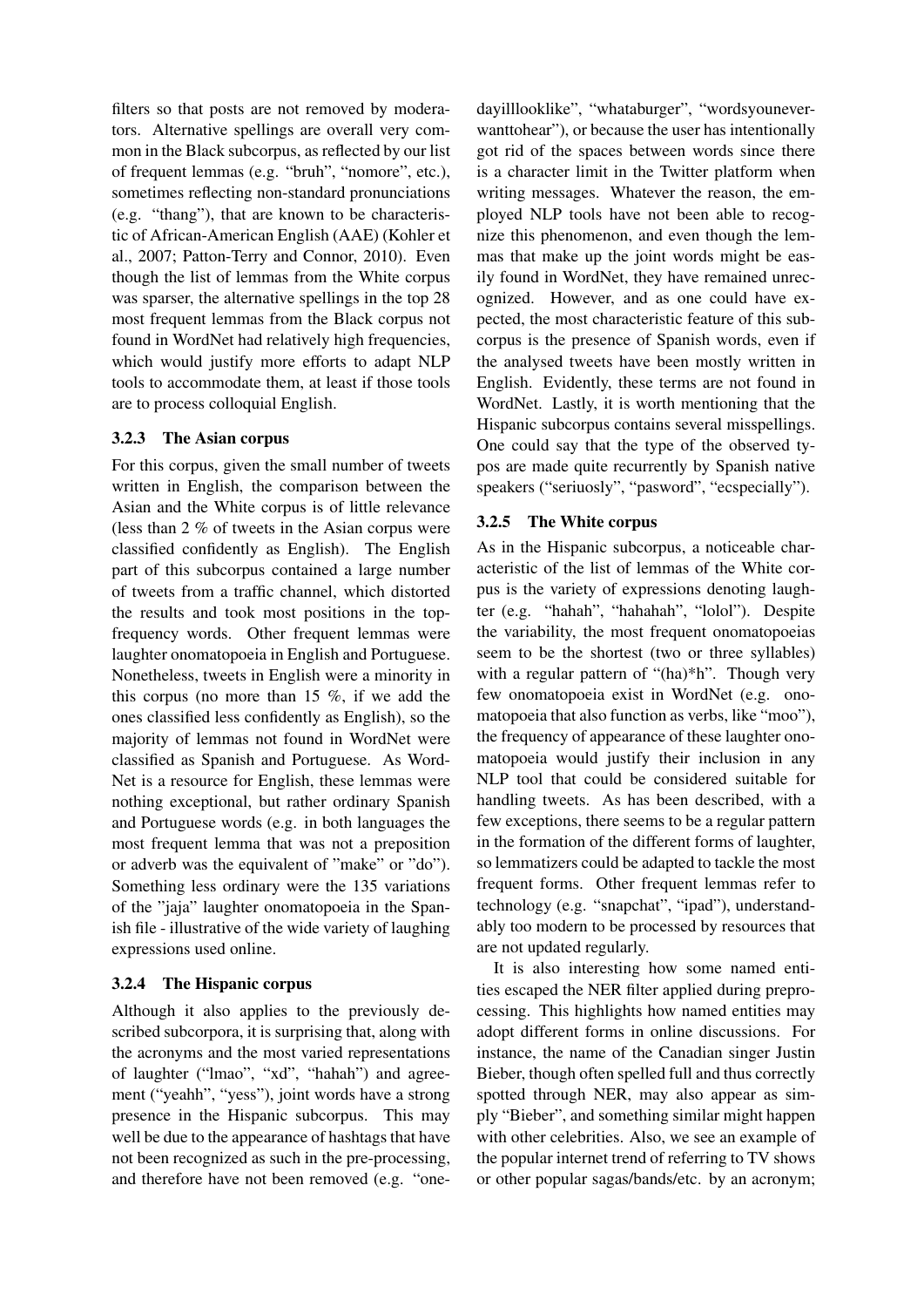filters so that posts are not removed by moderators. Alternative spellings are overall very common in the Black subcorpus, as reflected by our list of frequent lemmas (e.g. "bruh", "nomore", etc.), sometimes reflecting non-standard pronunciations (e.g. "thang"), that are known to be characteristic of African-American English (AAE) (Kohler et al., 2007; Patton-Terry and Connor, 2010). Even though the list of lemmas from the White corpus was sparser, the alternative spellings in the top 28 most frequent lemmas from the Black corpus not found in WordNet had relatively high frequencies, which would justify more efforts to adapt NLP tools to accommodate them, at least if those tools are to process colloquial English.

### 3.2.3 The Asian corpus

For this corpus, given the small number of tweets written in English, the comparison between the Asian and the White corpus is of little relevance (less than 2 % of tweets in the Asian corpus were classified confidently as English). The English part of this subcorpus contained a large number of tweets from a traffic channel, which distorted the results and took most positions in the top-frequency words. Other frequent lemmas were laughter onomatopoeia in English and Portuguese. Nonetheless, tweets in English were a minority in this corpus (no more than 15 %, if we add the ones classified less confidently as English), so the majority of lemmas not found in WordNet were classified as Spanish and Portuguese. As WordNet is a resource for English, these lemmas were nothing exceptional, but rather ordinary Spanish and Portuguese words (e.g. in both languages the most frequent lemma that was not a preposition or adverb was the equivalent of "make" or "do"). Something less ordinary were the 135 variations of the "jaja" laughter onomatopoeia in the Spanish file - illustrative of the wide variety of laughing expressions used online.

### 3.2.4 The Hispanic corpus

Although it also applies to the previously described subcorpora, it is surprising that, along with the acronyms and the most varied representations of laughter ("lmao", "xd", "hahah") and agreement ("yeahh", "yess"), joint words have a strong presence in the Hispanic subcorpus. This may well be due to the appearance of hashtags that have not been recognized as such in the pre-processing, and therefore have not been removed (e.g. "onedayilllooklike", "whataburger", "wordsyouneverwanttohear"), or because the user has intentionally got rid of the spaces between words since there is a character limit in the Twitter platform when writing messages. Whatever the reason, the employed NLP tools have not been able to recognize this phenomenon, and even though the lemmas that make up the joint words might be easily found in WordNet, they have remained unrecognized. However, and as one could have expected, the most characteristic feature of this subcorpus is the presence of Spanish words, even if the analysed tweets have been mostly written in English. Evidently, these terms are not found in WordNet. Lastly, it is worth mentioning that the Hispanic subcorpus contains several misspellings. One could say that the type of the observed typos are made quite recurrently by Spanish native speakers ("seriuosly", "pasword", "ecspecially").

### 3.2.5 The White corpus

As in the Hispanic subcorpus, a noticeable characteristic of the list of lemmas of the White corpus is the variety of expressions denoting laughter (e.g. "hahah", "hahahah", "lolol"). Despite the variability, the most frequent onomatopoeias seem to be the shortest (two or three syllables) with a regular pattern of "(ha)*h". Though very few onomatopoeia exist in WordNet (e.g. onomatopoeia that also function as verbs, like "moo"), the frequency of appearance of these laughter onomatopoeia would justify their inclusion in any NLP tool that could be considered suitable for handling tweets. As has been described, with a few exceptions, there seems to be a regular pattern in the formation of the different forms of laughter, so lemmatizers could be adapted to tackle the most frequent forms. Other frequent lemmas refer to technology (e.g. "snapchat", "ipad"), understandably too modern to be processed by resources that are not updated regularly.

It is also interesting how some named entities escaped the NER filter applied during preprocessing. This highlights how named entities may adopt different forms in online discussions. For instance, the name of the Canadian singer Justin Bieber, though often spelled full and thus correctly spotted through NER, may also appear as simply "Bieber", and something similar might happen with other celebrities. Also, we see an example of the popular internet trend of referring to TV shows or other popular sagas/bands/etc. by an acronym;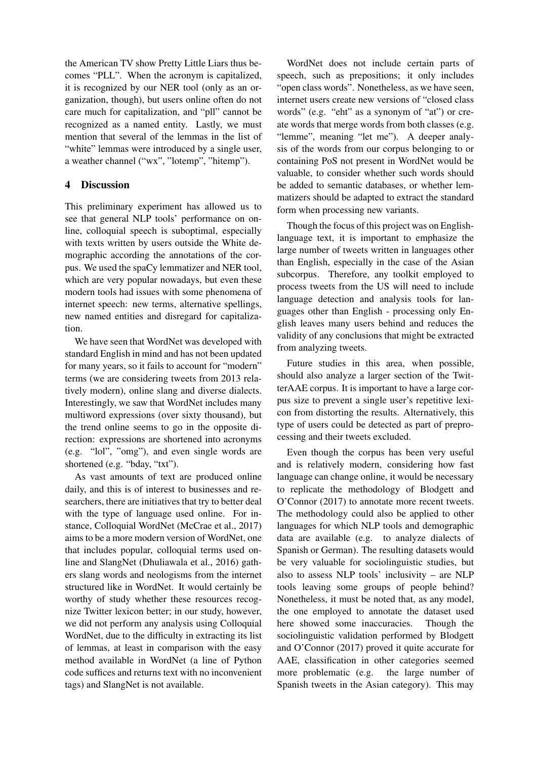the American TV show Pretty Little Liars thus becomes "PLL". When the acronym is capitalized, it is recognized by our NER tool (only as an organization, though), but users online often do not care much for capitalization, and "pll" cannot be recognized as a named entity. Lastly, we must mention that several of the lemmas in the list of "white" lemmas were introduced by a single user, a weather channel ("wx", "lotemp", "hitemp").

## 4 Discussion

This preliminary experiment has allowed us to see that general NLP tools' performance on online, colloquial speech is suboptimal, especially with texts written by users outside the White demographic according the annotations of the corpus. We used the spaCy lemmatizer and NER tool, which are very popular nowadays, but even these modern tools had issues with some phenomena of internet speech: new terms, alternative spellings, new named entities and disregard for capitalization.

We have seen that WordNet was developed with standard English in mind and has not been updated for many years, so it fails to account for "modern" terms (we are considering tweets from 2013 relatively modern), online slang and diverse dialects. Interestingly, we saw that WordNet includes many multiword expressions (over sixty thousand), but the trend online seems to go in the opposite direction: expressions are shortened into acronyms (e.g. "lol", "omg"), and even single words are shortened (e.g. "bday, "txt").

As vast amounts of text are produced online daily, and this is of interest to businesses and researchers, there are initiatives that try to better deal with the type of language used online. For instance, Colloquial WordNet (McCrae et al., 2017) aims to be a more modern version of WordNet, one that includes popular, colloquial terms used online and SlangNet (Dhuliawala et al., 2016) gathers slang words and neologisms from the internet structured like in WordNet. It would certainly be worthy of study whether these resources recognize Twitter lexicon better; in our study, however, we did not perform any analysis using Colloquial WordNet, due to the difficulty in extracting its list of lemmas, at least in comparison with the easy method available in WordNet (a line of Python code suffices and returns text with no inconvenient tags) and SlangNet is not available.

WordNet does not include certain parts of speech, such as prepositions; it only includes "open class words". Nonetheless, as we have seen, internet users create new versions of "closed class words" (e.g. "eht" as a synonym of "at") or create words that merge words from both classes (e.g. "lemme", meaning "let me"). A deeper analysis of the words from our corpus belonging to or containing PoS not present in WordNet would be valuable, to consider whether such words should be added to semantic databases, or whether lemmatizers should be adapted to extract the standard form when processing new variants.

Though the focus of this project was on English-language text, it is important to emphasize the large number of tweets written in languages other than English, especially in the case of the Asian subcorpus. Therefore, any toolkit employed to process tweets from the US will need to include language detection and analysis tools for languages other than English - processing only English leaves many users behind and reduces the validity of any conclusions that might be extracted from analyzing tweets.

Future studies in this area, when possible, should also analyze a larger section of the TwitterAAE corpus. It is important to have a large corpus size to prevent a single user's repetitive lexicon from distorting the results. Alternatively, this type of users could be detected as part of preprocessing and their tweets excluded.

Even though the corpus has been very useful and is relatively modern, considering how fast language can change online, it would be necessary to replicate the methodology of Blodgett and O'Connor (2017) to annotate more recent tweets. The methodology could also be applied to other languages for which NLP tools and demographic data are available (e.g. to analyze dialects of Spanish or German). The resulting datasets would be very valuable for sociolinguistic studies, but also to assess NLP tools' inclusivity – are NLP tools leaving some groups of people behind? Nonetheless, it must be noted that, as any model, the one employed to annotate the dataset used here showed some inaccuracies. Though the sociolinguistic validation performed by Blodgett and O'Connor (2017) proved it quite accurate for AAE, classification in other categories seemed more problematic (e.g. the large number of Spanish tweets in the Asian category). This may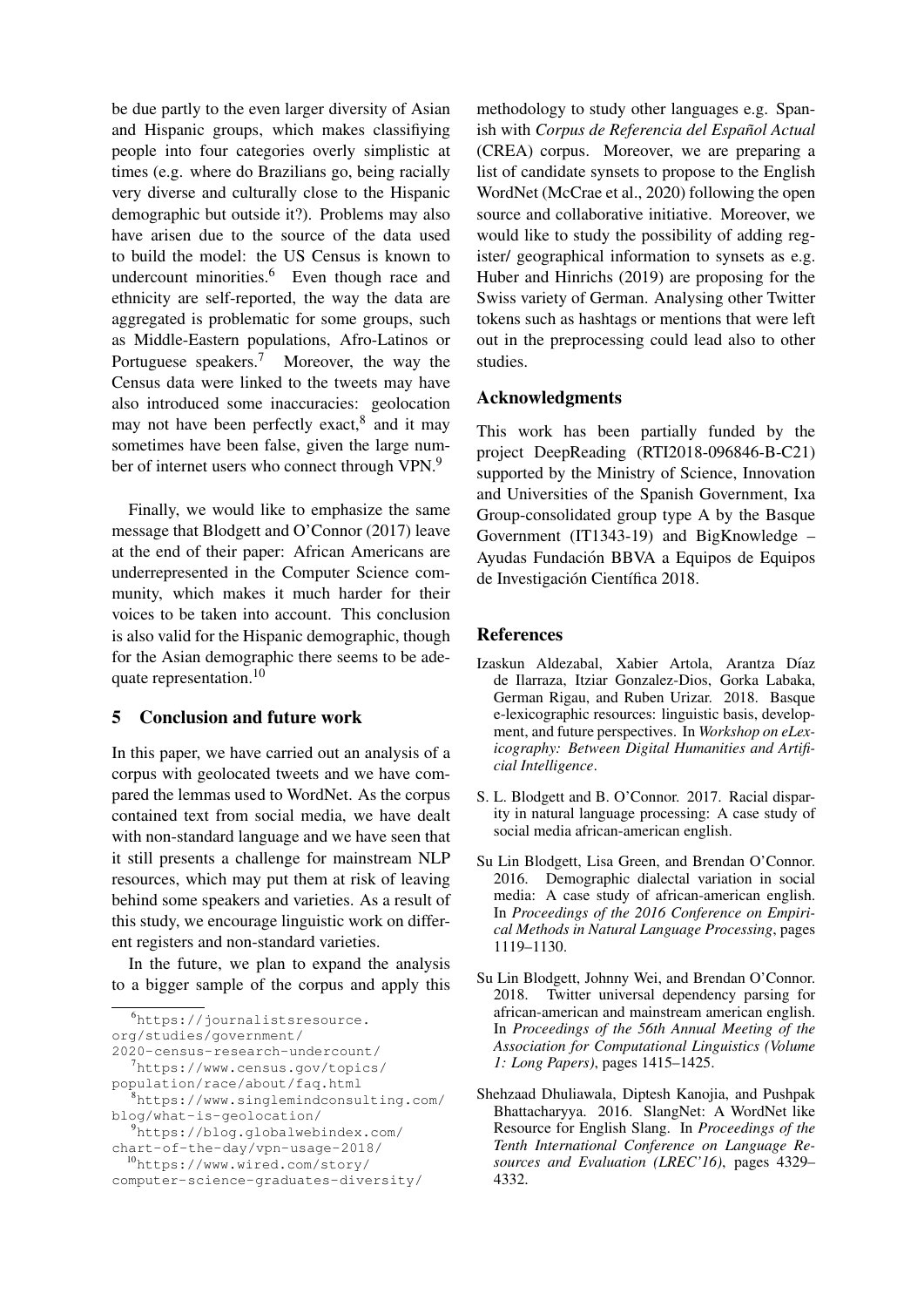be due partly to the even larger diversity of Asian and Hispanic groups, which makes classifiying people into four categories overly simplistic at times (e.g. where do Brazilians go, being racially very diverse and culturally close to the Hispanic demographic but outside it?). Problems may also have arisen due to the source of the data used to build the model: the US Census is known to undercount minorities.[6] Even though race and ethnicity are self-reported, the way the data are aggregated is problematic for some groups, such as Middle-Eastern populations, Afro-Latinos or Portuguese speakers.[7] Moreover, the way the Census data were linked to the tweets may have also introduced some inaccuracies: geolocation may not have been perfectly exact,[8] and it may sometimes have been false, given the large number of internet users who connect through VPN.[9]

Finally, we would like to emphasize the same message that Blodgett and O'Connor (2017) leave at the end of their paper: African Americans are underrepresented in the Computer Science community, which makes it much harder for their voices to be taken into account. This conclusion is also valid for the Hispanic demographic, though for the Asian demographic there seems to be adequate representation.[10]

## 5 Conclusion and future work

In this paper, we have carried out an analysis of a corpus with geolocated tweets and we have compared the lemmas used to WordNet. As the corpus contained text from social media, we have dealt with non-standard language and we have seen that it still presents a challenge for mainstream NLP resources, which may put them at risk of leaving behind some speakers and varieties. As a result of this study, we encourage linguistic work on different registers and non-standard varieties.

In the future, we plan to expand the analysis to a bigger sample of the corpus and apply this methodology to study other languages e.g. Spanish with *Corpus de Referencia del Español Actual* (CREA) corpus. Moreover, we are preparing a list of candidate synsets to propose to the English WordNet (McCrae et al., 2020) following the open source and collaborative initiative. Moreover, we would like to study the possibility of adding register/ geographical information to synsets as e.g. Huber and Hinrichs (2019) are proposing for the Swiss variety of German. Analysing other Twitter tokens such as hashtags or mentions that were left out in the preprocessing could lead also to other studies.

[6] https://journalistsresource.org/studies/government/2020-census-research-undercount/

[7] https://www.census.gov/topics/population/race/about/faq.html

[8] https://www.singlemindconsulting.com/blog/what-is-geolocation/

[9] https://blog.globalwebindex.com/chart-of-the-day/vpn-usage-2018/

[10] https://www.wired.com/story/computer-science-graduates-diversity/

## Acknowledgments

This work has been partially funded by the project DeepReading (RTI2018-096846-B-C21) supported by the Ministry of Science, Innovation and Universities of the Spanish Government, Ixa Group-consolidated group type A by the Basque Government (IT1343-19) and BigKnowledge – Ayudas Fundación BBVA a Equipos de Equipos de Investigación Científica 2018.

## References

Izaskun Aldezabal, Xabier Artola, Arantza Díaz de Ilarraza, Itziar Gonzalez-Dios, Gorka Labaka, German Rigau, and Ruben Urizar. 2018. Basque e-lexicographic resources: linguistic basis, development, and future perspectives. In *Workshop on eLexicography: Between Digital Humanities and Artificial Intelligence*.

S. L. Blodgett and B. O'Connor. 2017. Racial disparity in natural language processing: A case study of social media african-american english.

Su Lin Blodgett, Lisa Green, and Brendan O'Connor. 2016. Demographic dialectal variation in social media: A case study of african-american english. In *Proceedings of the 2016 Conference on Empirical Methods in Natural Language Processing*, pages 1119–1130.

Su Lin Blodgett, Johnny Wei, and Brendan O'Connor. 2018. Twitter universal dependency parsing for african-american and mainstream american english. In *Proceedings of the 56th Annual Meeting of the Association for Computational Linguistics (Volume 1: Long Papers)*, pages 1415–1425.

Shehzaad Dhuliawala, Diptesh Kanojia, and Pushpak Bhattacharyya. 2016. SlangNet: A WordNet like Resource for English Slang. In *Proceedings of the Tenth International Conference on Language Resources and Evaluation (LREC'16)*, pages 4329–4332.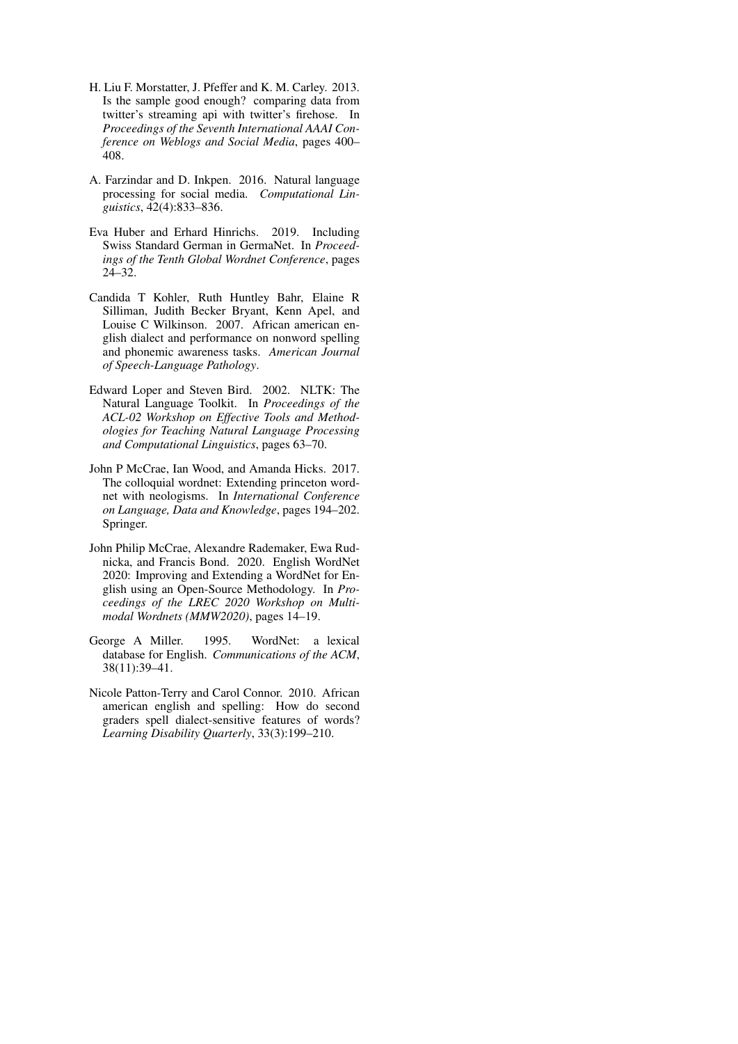H. Liu F. Morstatter, J. Pfeffer and K. M. Carley. 2013. Is the sample good enough? comparing data from twitter's streaming api with twitter's firehose. In *Proceedings of the Seventh International AAAI Conference on Weblogs and Social Media*, pages 400–408.

A. Farzindar and D. Inkpen. 2016. Natural language processing for social media. *Computational Linguistics*, 42(4):833–836.

Eva Huber and Erhard Hinrichs. 2019. Including Swiss Standard German in GermaNet. In *Proceedings of the Tenth Global Wordnet Conference*, pages 24–32.

Candida T Kohler, Ruth Huntley Bahr, Elaine R Silliman, Judith Becker Bryant, Kenn Apel, and Louise C Wilkinson. 2007. African american english dialect and performance on nonword spelling and phonemic awareness tasks. *American Journal of Speech-Language Pathology*.

Edward Loper and Steven Bird. 2002. NLTK: The Natural Language Toolkit. In *Proceedings of the ACL-02 Workshop on Effective Tools and Methodologies for Teaching Natural Language Processing and Computational Linguistics*, pages 63–70.

John P McCrae, Ian Wood, and Amanda Hicks. 2017. The colloquial wordnet: Extending princeton wordnet with neologisms. In *International Conference on Language, Data and Knowledge*, pages 194–202. Springer.

John Philip McCrae, Alexandre Rademaker, Ewa Rudnicka, and Francis Bond. 2020. English WordNet 2020: Improving and Extending a WordNet for English using an Open-Source Methodology. In *Proceedings of the LREC 2020 Workshop on Multimodal Wordnets (MMW2020)*, pages 14–19.

George A Miller. 1995. WordNet: a lexical database for English. *Communications of the ACM*, 38(11):39–41.

Nicole Patton-Terry and Carol Connor. 2010. African american english and spelling: How do second graders spell dialect-sensitive features of words? *Learning Disability Quarterly*, 33(3):199–210.